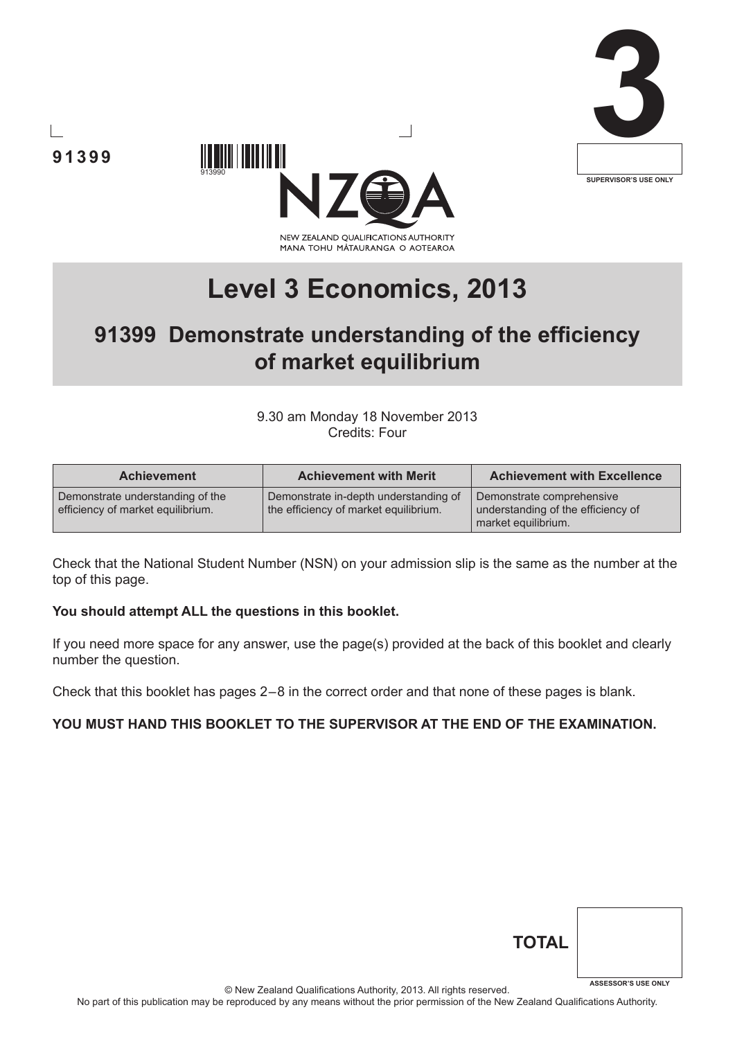91399

913990

3

SUPERVISOR'S USE ONLY

NEW ZEALAND QUALIFICATIONS AUTHORITY
MANA TOHU MĀTAURANGA O AOTEAROA

# Level 3 Economics, 2013

## 91399 Demonstrate understanding of the efficiency of market equilibrium

9.30 am Monday 18 November 2013
Credits: Four

| Achievement | Achievement with Merit | Achievement with Excellence |
| --- | --- | --- |
| Demonstrate understanding of the efficiency of market equilibrium. | Demonstrate in-depth understanding of the efficiency of market equilibrium. | Demonstrate comprehensive understanding of the efficiency of market equilibrium. |

Check that the National Student Number (NSN) on your admission slip is the same as the number at the top of this page.

**You should attempt ALL the questions in this booklet.**

If you need more space for any answer, use the page(s) provided at the back of this booklet and clearly number the question.

Check that this booklet has pages 2–8 in the correct order and that none of these pages is blank.

**YOU MUST HAND THIS BOOKLET TO THE SUPERVISOR AT THE END OF THE EXAMINATION.**

**TOTAL**

ASSESSOR'S USE ONLY

© New Zealand Qualifications Authority, 2013. All rights reserved.
No part of this publication may be reproduced by any means without the prior permission of the New Zealand Qualifications Authority.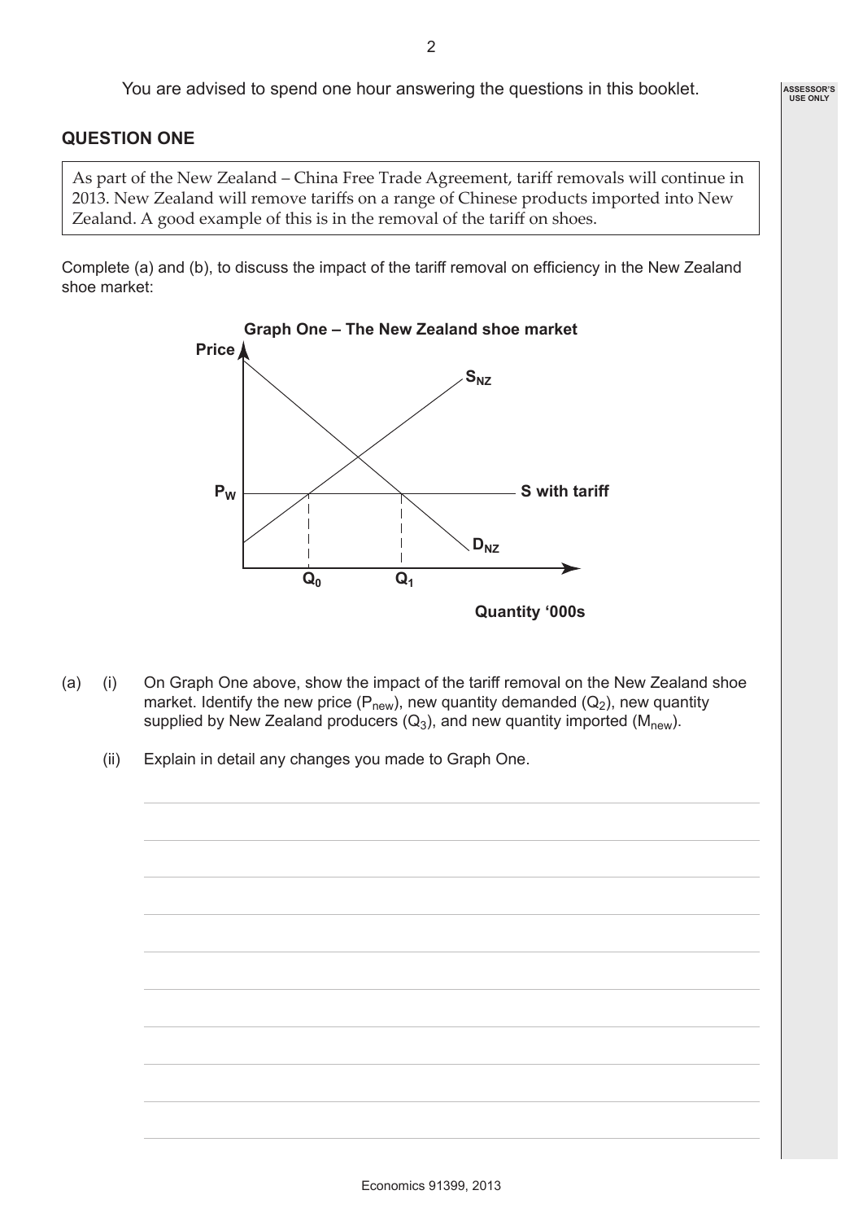You are advised to spend one hour answering the questions in this booklet.

## QUESTION ONE

As part of the New Zealand – China Free Trade Agreement, tariff removals will continue in 2013. New Zealand will remove tariffs on a range of Chinese products imported into New Zealand. A good example of this is in the removal of the tariff on shoes.

Complete (a) and (b), to discuss the impact of the tariff removal on efficiency in the New Zealand shoe market:

**Graph One – The New Zealand shoe market**

Price

$S_{NZ}$

$P_W$ — S with tariff

$D_{NZ}$

$Q_0$ $Q_1$

Quantity '000s

(a) (i) On Graph One above, show the impact of the tariff removal on the New Zealand shoe market. Identify the new price ($P_{new}$), new quantity demanded ($Q_2$), new quantity supplied by New Zealand producers ($Q_3$), and new quantity imported ($M_{new}$).

(ii) Explain in detail any changes you made to Graph One.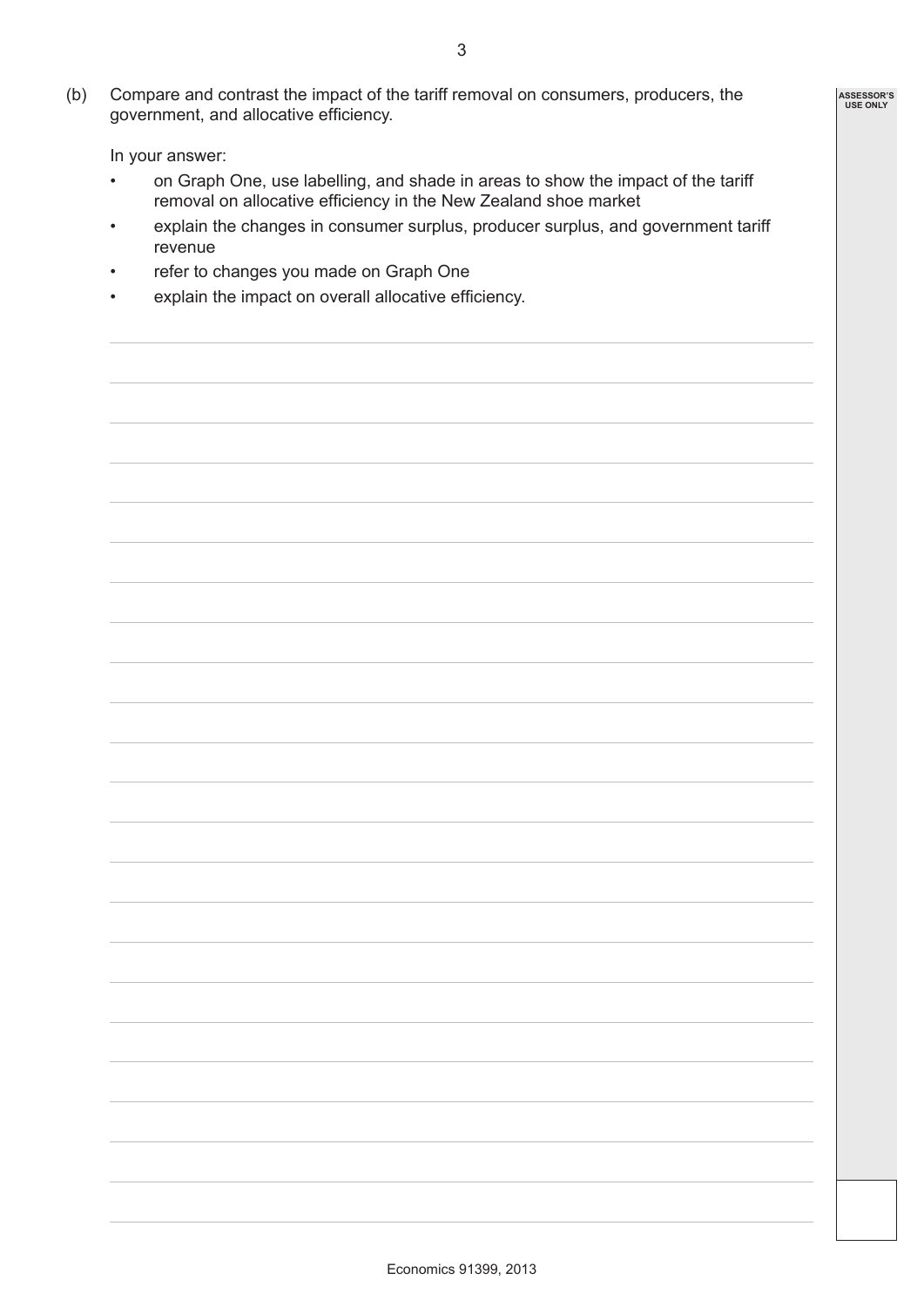(b) Compare and contrast the impact of the tariff removal on consumers, producers, the government, and allocative efficiency.

In your answer:

- on Graph One, use labelling, and shade in areas to show the impact of the tariff removal on allocative efficiency in the New Zealand shoe market
- explain the changes in consumer surplus, producer surplus, and government tariff revenue
- refer to changes you made on Graph One
- explain the impact on overall allocative efficiency.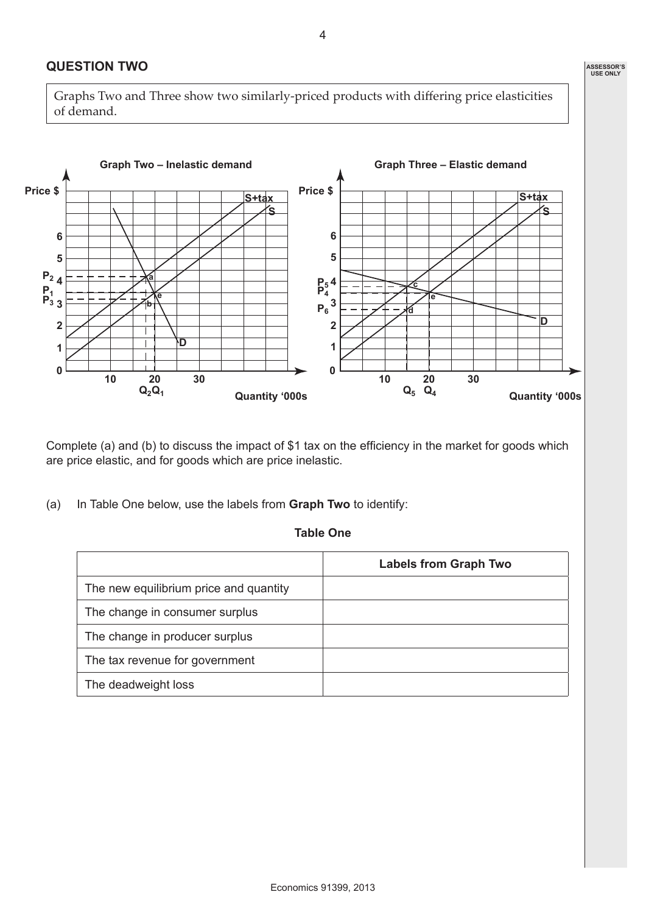## QUESTION TWO

Graphs Two and Three show two similarly-priced products with differing price elasticities of demand.

**Graph Two – Inelastic demand**

**Graph Three – Elastic demand**

Complete (a) and (b) to discuss the impact of $1 tax on the efficiency in the market for goods which are price elastic, and for goods which are price inelastic.

(a) In Table One below, use the labels from **Graph Two** to identify:

**Table One**

| | **Labels from Graph Two** |
|---|---|
| The new equilibrium price and quantity | |
| The change in consumer surplus | |
| The change in producer surplus | |
| The tax revenue for government | |
| The deadweight loss | |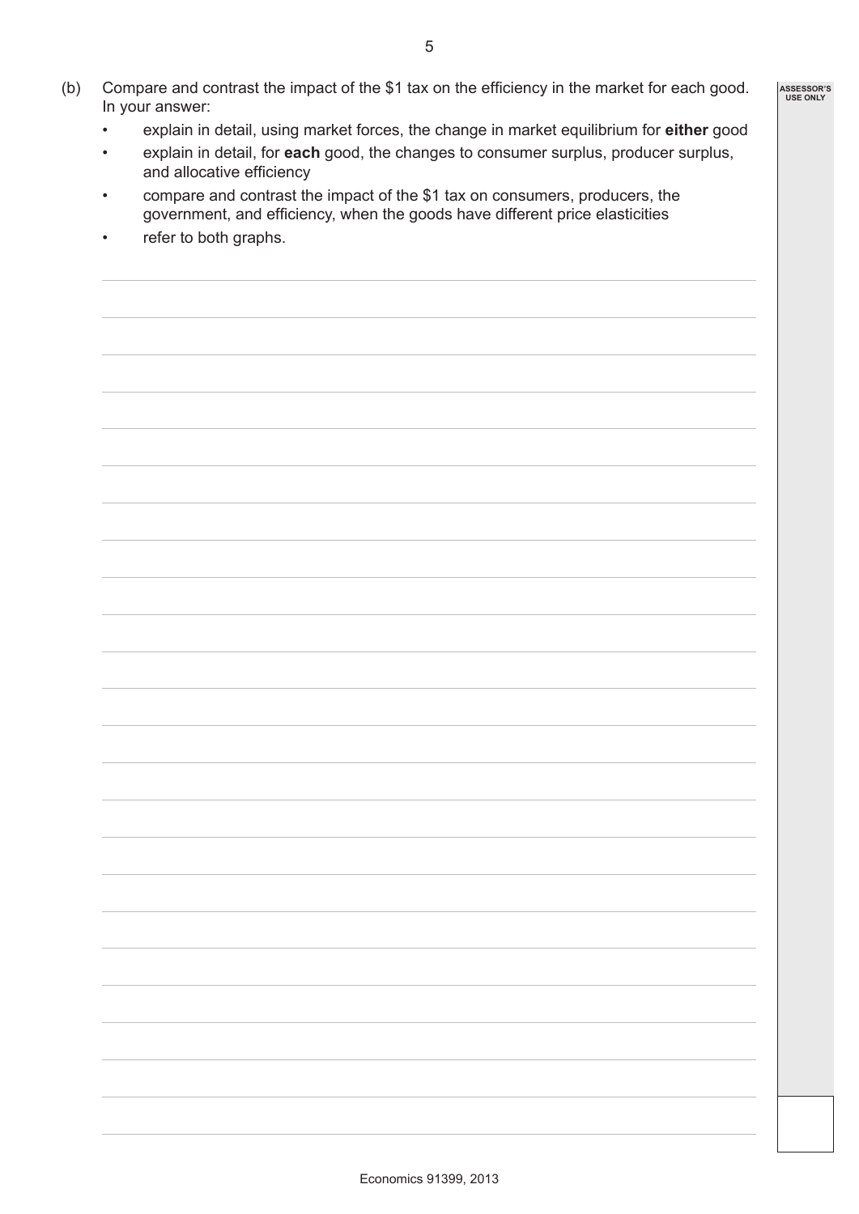(b) Compare and contrast the impact of the $1 tax on the efficiency in the market for each good. In your answer:

- explain in detail, using market forces, the change in market equilibrium for **either** good
- explain in detail, for **each** good, the changes to consumer surplus, producer surplus, and allocative efficiency
- compare and contrast the impact of the $1 tax on consumers, producers, the government, and efficiency, when the goods have different price elasticities
- refer to both graphs.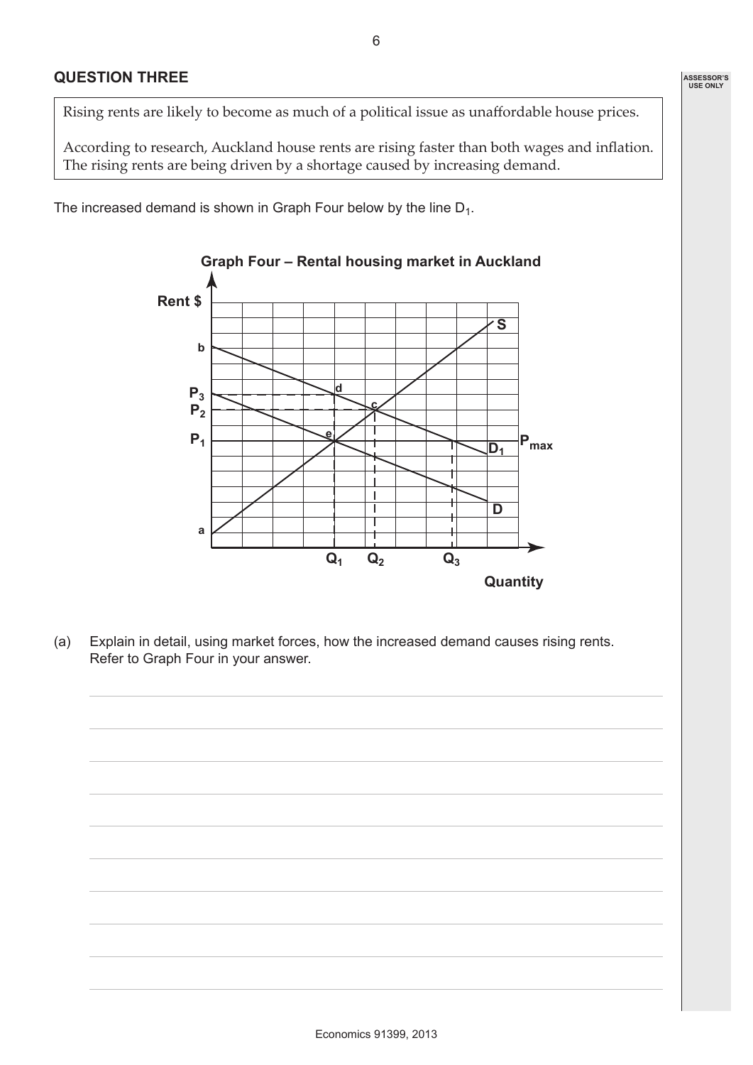## QUESTION THREE

Rising rents are likely to become as much of a political issue as unaffordable house prices.

According to research, Auckland house rents are rising faster than both wages and inflation. The rising rents are being driven by a shortage caused by increasing demand.

The increased demand is shown in Graph Four below by the line $D_1$.

**Graph Four – Rental housing market in Auckland**

(a) Explain in detail, using market forces, how the increased demand causes rising rents. Refer to Graph Four in your answer.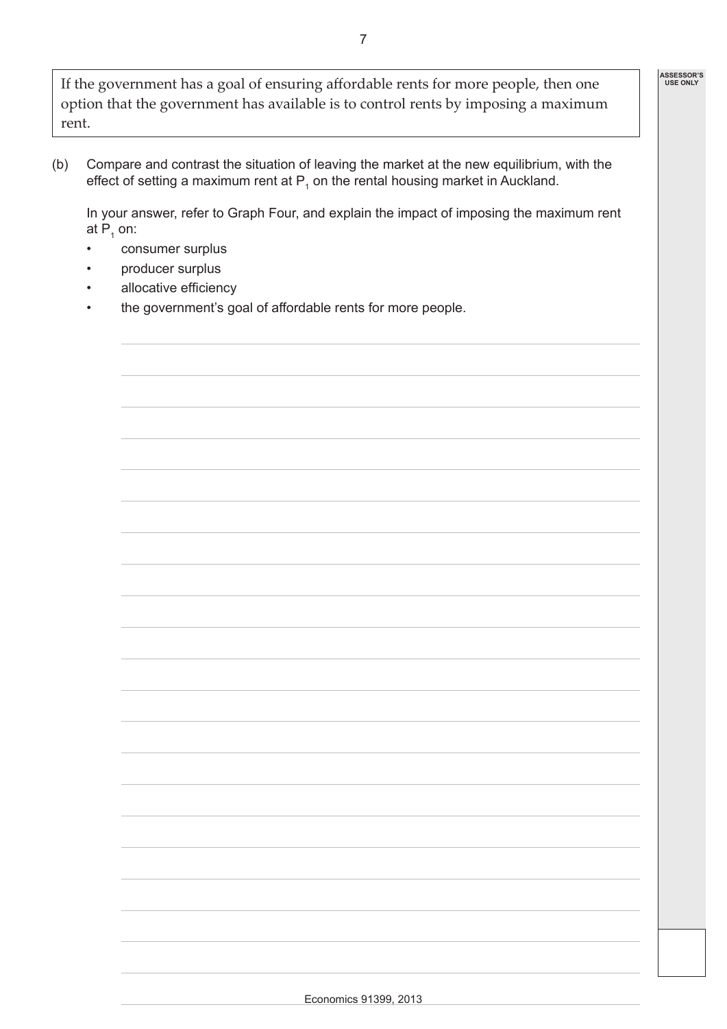If the government has a goal of ensuring affordable rents for more people, then one option that the government has available is to control rents by imposing a maximum rent.

(b) Compare and contrast the situation of leaving the market at the new equilibrium, with the effect of setting a maximum rent at $P_1$ on the rental housing market in Auckland.

In your answer, refer to Graph Four, and explain the impact of imposing the maximum rent at $P_1$ on:

- consumer surplus
- producer surplus
- allocative efficiency
- the government's goal of affordable rents for more people.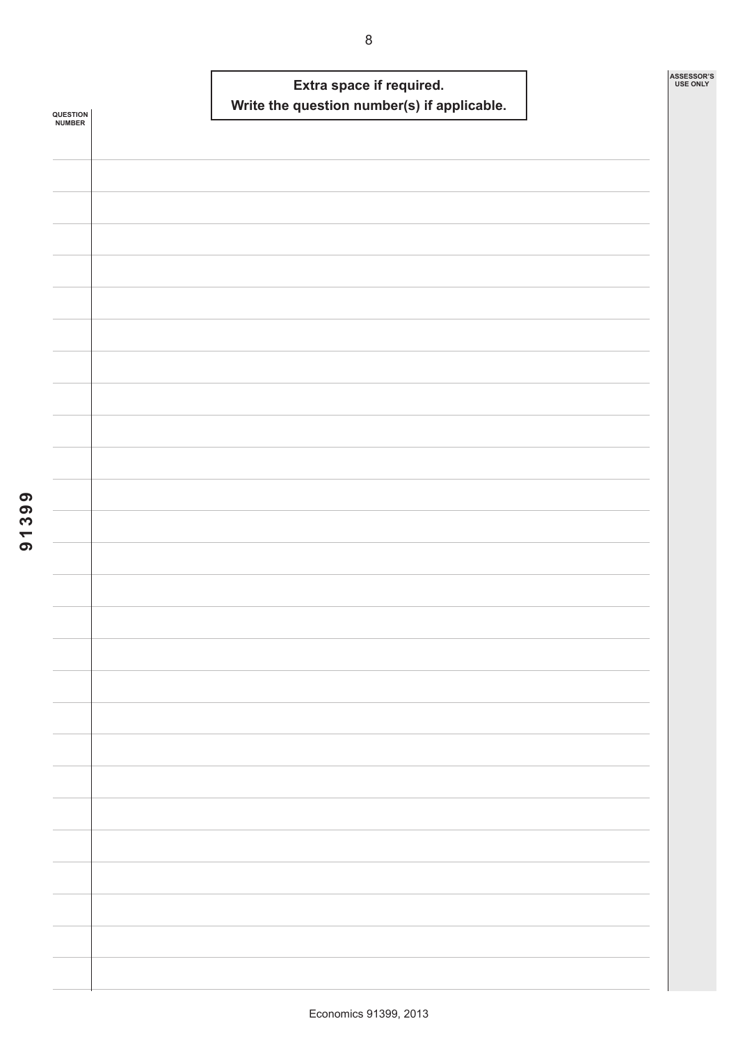**Extra space if required.**
**Write the question number(s) if applicable.**

QUESTION NUMBER

ASSESSOR'S USE ONLY